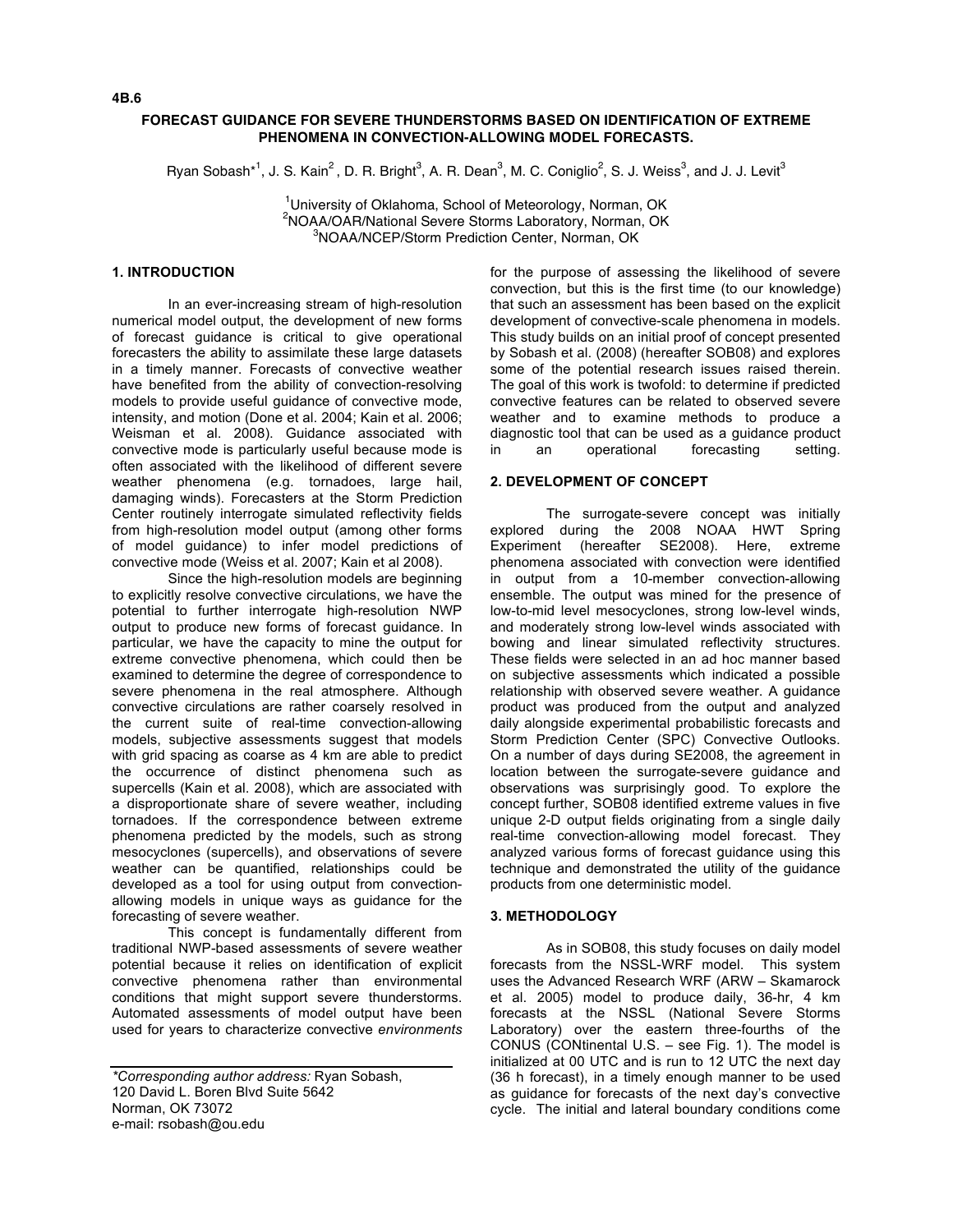4B.6

# FORECAST GUIDANCE FOR SEVERE THUNDERSTORMS BASED ON IDENTIFICATION OF EXTREME PHENOMENA IN CONVECTION-ALLOWING MODEL FORECASTS.

Ryan Sobash*[1], J. S. Kain[2], D. R. Bright[3], A. R. Dean[3], M. C. Coniglio[2], S. J. Weiss[3], and J. J. Levit[3]

[1]University of Oklahoma, School of Meteorology, Norman, OK
[2]NOAA/OAR/National Severe Storms Laboratory, Norman, OK
[3]NOAA/NCEP/Storm Prediction Center, Norman, OK

## 1. INTRODUCTION

In an ever-increasing stream of high-resolution numerical model output, the development of new forms of forecast guidance is critical to give operational forecasters the ability to assimilate these large datasets in a timely manner. Forecasts of convective weather have benefited from the ability of convection-resolving models to provide useful guidance of convective mode, intensity, and motion (Done et al. 2004; Kain et al. 2006; Weisman et al. 2008). Guidance associated with convective mode is particularly useful because mode is often associated with the likelihood of different severe weather phenomena (e.g. tornadoes, large hail, damaging winds). Forecasters at the Storm Prediction Center routinely interrogate simulated reflectivity fields from high-resolution model output (among other forms of model guidance) to infer model predictions of convective mode (Weiss et al. 2007; Kain et al 2008).

Since the high-resolution models are beginning to explicitly resolve convective circulations, we have the potential to further interrogate high-resolution NWP output to produce new forms of forecast guidance. In particular, we have the capacity to mine the output for extreme convective phenomena, which could then be examined to determine the degree of correspondence to severe phenomena in the real atmosphere. Although convective circulations are rather coarsely resolved in the current suite of real-time convection-allowing models, subjective assessments suggest that models with grid spacing as coarse as 4 km are able to predict the occurrence of distinct phenomena such as supercells (Kain et al. 2008), which are associated with a disproportionate share of severe weather, including tornadoes. If the correspondence between extreme phenomena predicted by the models, such as strong mesocyclones (supercells), and observations of severe weather can be quantified, relationships could be developed as a tool for using output from convection-allowing models in unique ways as guidance for the forecasting of severe weather.

This concept is fundamentally different from traditional NWP-based assessments of severe weather potential because it relies on identification of explicit convective phenomena rather than environmental conditions that might support severe thunderstorms. Automated assessments of model output have been used for years to characterize convective *environments* for the purpose of assessing the likelihood of severe convection, but this is the first time (to our knowledge) that such an assessment has been based on the explicit development of convective-scale phenomena in models. This study builds on an initial proof of concept presented by Sobash et al. (2008) (hereafter SOB08) and explores some of the potential research issues raised therein. The goal of this work is twofold: to determine if predicted convective features can be related to observed severe weather and to examine methods to produce a diagnostic tool that can be used as a guidance product in an operational forecasting setting.

## 2. DEVELOPMENT OF CONCEPT

The surrogate-severe concept was initially explored during the 2008 NOAA HWT Spring Experiment (hereafter SE2008). Here, extreme phenomena associated with convection were identified in output from a 10-member convection-allowing ensemble. The output was mined for the presence of low-to-mid level mesocyclones, strong low-level winds, and moderately strong low-level winds associated with bowing and linear simulated reflectivity structures. These fields were selected in an ad hoc manner based on subjective assessments which indicated a possible relationship with observed severe weather. A guidance product was produced from the output and analyzed daily alongside experimental probabilistic forecasts and Storm Prediction Center (SPC) Convective Outlooks. On a number of days during SE2008, the agreement in location between the surrogate-severe guidance and observations was surprisingly good. To explore the concept further, SOB08 identified extreme values in five unique 2-D output fields originating from a single daily real-time convection-allowing model forecast. They analyzed various forms of forecast guidance using this technique and demonstrated the utility of the guidance products from one deterministic model.

## 3. METHODOLOGY

As in SOB08, this study focuses on daily model forecasts from the NSSL-WRF model. This system uses the Advanced Research WRF (ARW – Skamarock et al. 2005) model to produce daily, 36-hr, 4 km forecasts at the NSSL (National Severe Storms Laboratory) over the eastern three-fourths of the CONUS (CONtinental U.S. – see Fig. 1). The model is initialized at 00 UTC and is run to 12 UTC the next day (36 h forecast), in a timely enough manner to be used as guidance for forecasts of the next day's convective cycle. The initial and lateral boundary conditions come

---

*\*Corresponding author address:* Ryan Sobash, 120 David L. Boren Blvd Suite 5642 Norman, OK 73072 e-mail: rsobash@ou.edu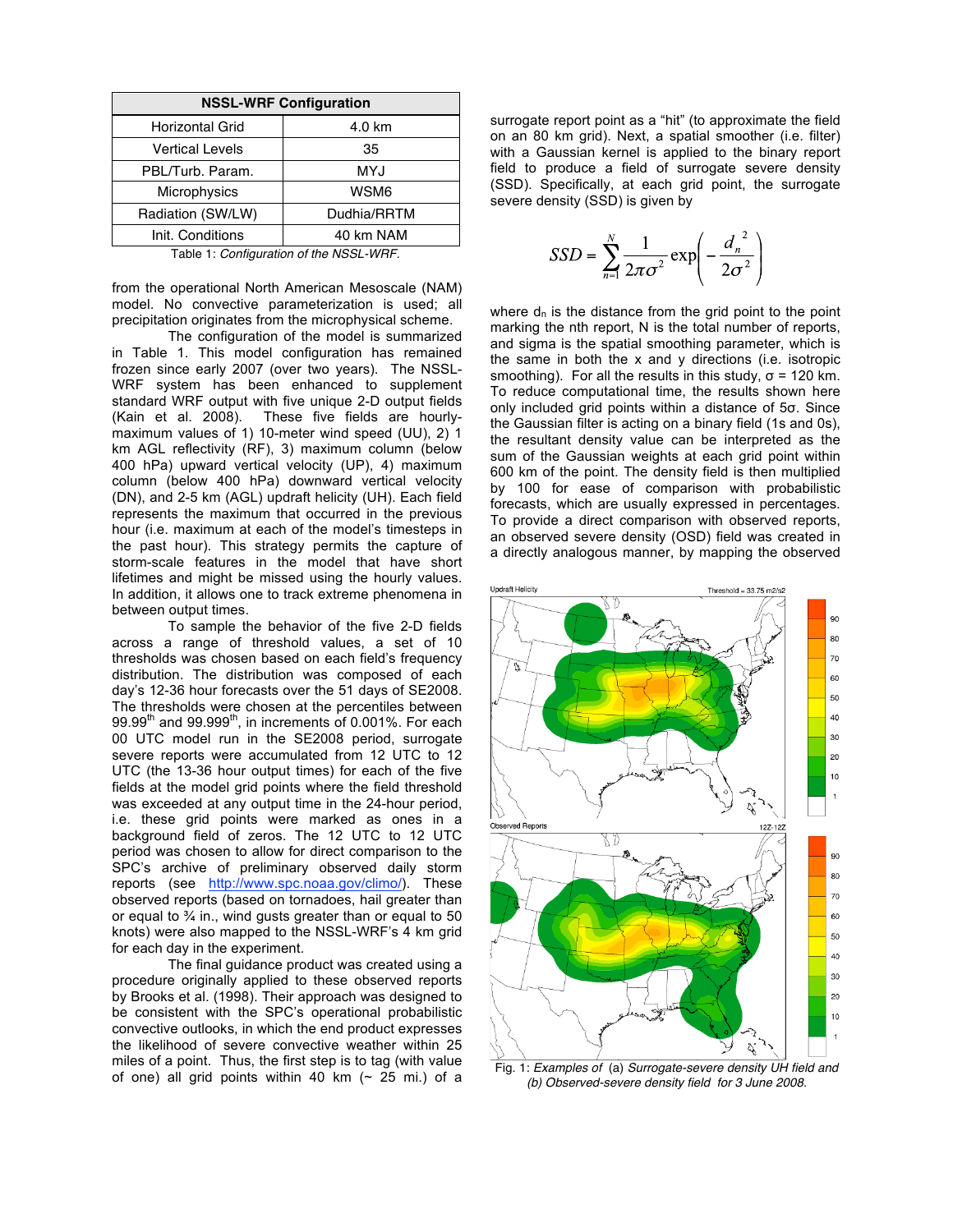| NSSL-WRF Configuration | |
|---|---|
| Horizontal Grid | 4.0 km |
| Vertical Levels | 35 |
| PBL/Turb. Param. | MYJ |
| Microphysics | WSM6 |
| Radiation (SW/LW) | Dudhia/RRTM |
| Init. Conditions | 40 km NAM |

Table 1: *Configuration of the NSSL-WRF.*

from the operational North American Mesoscale (NAM) model. No convective parameterization is used; all precipitation originates from the microphysical scheme.

The configuration of the model is summarized in Table 1. This model configuration has remained frozen since early 2007 (over two years). The NSSL-WRF system has been enhanced to supplement standard WRF output with five unique 2-D output fields (Kain et al. 2008). These five fields are hourly-maximum values of 1) 10-meter wind speed (UU), 2) 1 km AGL reflectivity (RF), 3) maximum column (below 400 hPa) upward vertical velocity (UP), 4) maximum column (below 400 hPa) downward vertical velocity (DN), and 2-5 km (AGL) updraft helicity (UH). Each field represents the maximum that occurred in the previous hour (i.e. maximum at each of the model's timesteps in the past hour). This strategy permits the capture of storm-scale features in the model that have short lifetimes and might be missed using the hourly values. In addition, it allows one to track extreme phenomena in between output times.

To sample the behavior of the five 2-D fields across a range of threshold values, a set of 10 thresholds was chosen based on each field's frequency distribution. The distribution was composed of each day's 12-36 hour forecasts over the 51 days of SE2008. The thresholds were chosen at the percentiles between 99.99th and 99.999th, in increments of 0.001%. For each 00 UTC model run in the SE2008 period, surrogate severe reports were accumulated from 12 UTC to 12 UTC (the 13-36 hour output times) for each of the five fields at the model grid points where the field threshold was exceeded at any output time in the 24-hour period, i.e. these grid points were marked as ones in a background field of zeros. The 12 UTC to 12 UTC period was chosen to allow for direct comparison to the SPC's archive of preliminary observed daily storm reports (see http://www.spc.noaa.gov/climo/). These observed reports (based on tornadoes, hail greater than or equal to ¾ in., wind gusts greater than or equal to 50 knots) were also mapped to the NSSL-WRF's 4 km grid for each day in the experiment.

The final guidance product was created using a procedure originally applied to these observed reports by Brooks et al. (1998). Their approach was designed to be consistent with the SPC's operational probabilistic convective outlooks, in which the end product expresses the likelihood of severe convective weather within 25 miles of a point. Thus, the first step is to tag (with value of one) all grid points within 40 km (~ 25 mi.) of a surrogate report point as a "hit" (to approximate the field on an 80 km grid). Next, a spatial smoother (i.e. filter) with a Gaussian kernel is applied to the binary report field to produce a field of surrogate severe density (SSD). Specifically, at each grid point, the surrogate severe density (SSD) is given by

$$SSD = \sum_{n=1}^{N} \frac{1}{2\pi\sigma^2} \exp\left(-\frac{d_n^{\,2}}{2\sigma^2}\right)$$

where $d_n$ is the distance from the grid point to the point marking the nth report, N is the total number of reports, and sigma is the spatial smoothing parameter, which is the same in both the x and y directions (i.e. isotropic smoothing). For all the results in this study, σ = 120 km. To reduce computational time, the results shown here only included grid points within a distance of 5σ. Since the Gaussian filter is acting on a binary field (1s and 0s), the resultant density value can be interpreted as the sum of the Gaussian weights at each grid point within 600 km of the point. The density field is then multiplied by 100 for ease of comparison with probabilistic forecasts, which are usually expressed in percentages. To provide a direct comparison with observed reports, an observed severe density (OSD) field was created in a directly analogous manner, by mapping the observed

Fig. 1: *Examples of* (a) *Surrogate-severe density UH field and (b) Observed-severe density field for 3 June 2008.*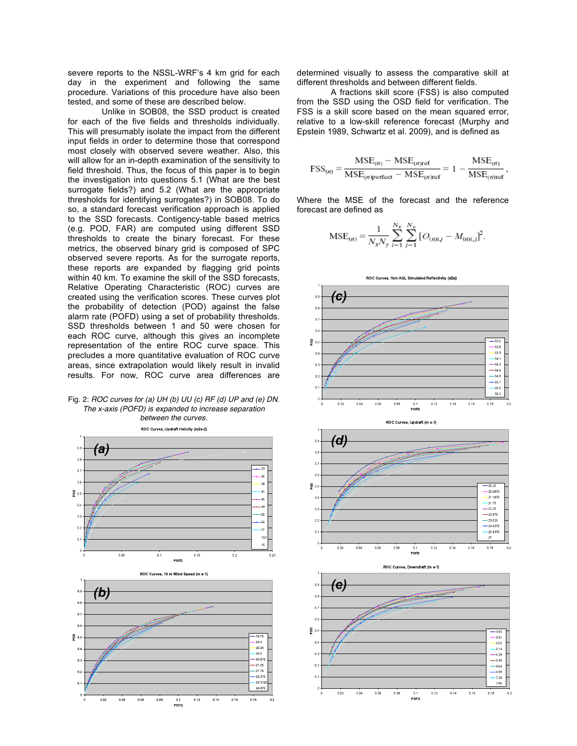severe reports to the NSSL-WRF's 4 km grid for each day in the experiment and following the same procedure. Variations of this procedure have also been tested, and some of these are described below.

Unlike in SOB08, the SSD product is created for each of the five fields and thresholds individually. This will presumably isolate the impact from the different input fields in order to determine those that correspond most closely with observed severe weather. Also, this will allow for an in-depth examination of the sensitivity to field threshold. Thus, the focus of this paper is to begin the investigation into questions 5.1 (What are the best surrogate fields?) and 5.2 (What are the appropriate thresholds for identifying surrogates?) in SOB08. To do so, a standard forecast verification approach is applied to the SSD forecasts. Contigency-table based metrics (e.g. POD, FAR) are computed using different SSD thresholds to create the binary forecast. For these metrics, the observed binary grid is composed of SPC observed severe reports. As for the surrogate reports, these reports are expanded by flagging grid points within 40 km. To examine the skill of the SSD forecasts, Relative Operating Characteristic (ROC) curves are created using the verification scores. These curves plot the probability of detection (POD) against the false alarm rate (POFD) using a set of probability thresholds. SSD thresholds between 1 and 50 were chosen for each ROC curve, although this gives an incomplete representation of the entire ROC curve space. This precludes a more quantitative evaluation of ROC curve areas, since extrapolation would likely result in invalid results. For now, ROC curve area differences are determined visually to assess the comparative skill at different thresholds and between different fields.

A fractions skill score (FSS) is also computed from the SSD using the OSD field for verification. The FSS is a skill score based on the mean squared error, relative to a low-skill reference forecast (Murphy and Epstein 1989, Schwartz et al. 2009), and is defined as

$$\mathrm{FSS}_{(n)} = \frac{\mathrm{MSE}_{(n)} - \mathrm{MSE}_{(n)\mathrm{ref}}}{\mathrm{MSE}_{(n)\mathrm{perfect}} - \mathrm{MSE}_{(n)\mathrm{ref}}} = 1 - \frac{\mathrm{MSE}_{(n)}}{\mathrm{MSE}_{(n)\mathrm{ref}}},$$

Where the MSE of the forecast and the reference forecast are defined as

$$\mathrm{MSE}_{(n)} = \frac{1}{N_x N_y} \sum_{i=1}^{N_x} \sum_{j=1}^{N_y} [O_{(n)i,j} - M_{(n)i,j}]^2.$$

Fig. 2: *ROC curves for (a) UH (b) UU (c) RF (d) UP and (e) DN. The x-axis (POFD) is expanded to increase separation between the curves.*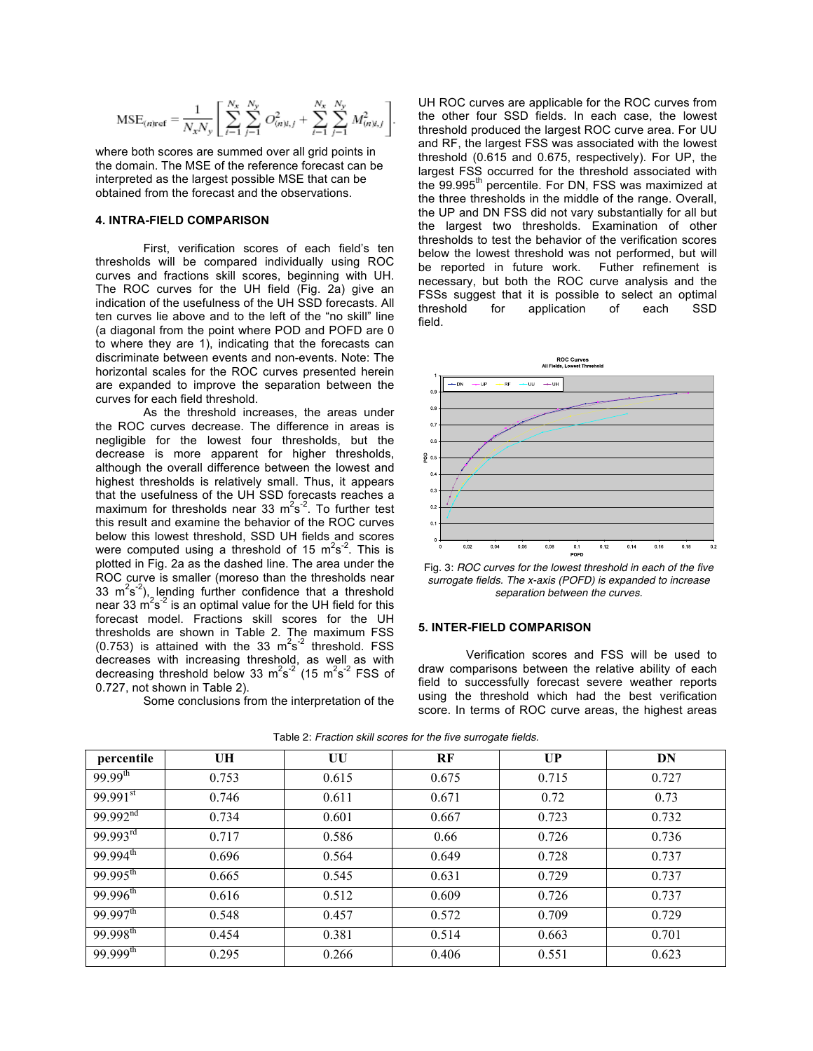$$\mathrm{MSE}_{(n)\mathrm{ref}} = \frac{1}{N_x N_y}\left[\sum_{i=1}^{N_x}\sum_{j=1}^{N_y} O^2_{(n)i,j} + \sum_{i=1}^{N_x}\sum_{j=1}^{N_y} M^2_{(n)i,j}\right].$$

where both scores are summed over all grid points in the domain. The MSE of the reference forecast can be interpreted as the largest possible MSE that can be obtained from the forecast and the observations.

## 4. INTRA-FIELD COMPARISON

First, verification scores of each field's ten thresholds will be compared individually using ROC curves and fractions skill scores, beginning with UH. The ROC curves for the UH field (Fig. 2a) give an indication of the usefulness of the UH SSD forecasts. All ten curves lie above and to the left of the "no skill" line (a diagonal from the point where POD and POFD are 0 to where they are 1), indicating that the forecasts can discriminate between events and non-events. Note: The horizontal scales for the ROC curves presented herein are expanded to improve the separation between the curves for each field threshold.

As the threshold increases, the areas under the ROC curves decrease. The difference in areas is negligible for the lowest four thresholds, but the decrease is more apparent for higher thresholds, although the overall difference between the lowest and highest thresholds is relatively small. Thus, it appears that the usefulness of the UH SSD forecasts reaches a maximum for thresholds near 33 $m^2s^{-2}$. To further test this result and examine the behavior of the ROC curves below this lowest threshold, SSD UH fields and scores were computed using a threshold of 15 $m^2s^{-2}$. This is plotted in Fig. 2a as the dashed line. The area under the ROC curve is smaller (moreso than the thresholds near 33 $m^2s^{-2}$), lending further confidence that a threshold near 33 $m^2s^{-2}$ is an optimal value for the UH field for this forecast model. Fractions skill scores for the UH thresholds are shown in Table 2. The maximum FSS (0.753) is attained with the 33 $m^2s^{-2}$ threshold. FSS decreases with increasing threshold, as well as with decreasing threshold below 33 $m^2s^{-2}$ (15 $m^2s^{-2}$ FSS of 0.727, not shown in Table 2).

Some conclusions from the interpretation of the UH ROC curves are applicable for the ROC curves from the other four SSD fields. In each case, the lowest threshold produced the largest ROC curve area. For UU and RF, the largest FSS was associated with the lowest threshold (0.615 and 0.675, respectively). For UP, the largest FSS occurred for the threshold associated with the 99.995th percentile. For DN, FSS was maximized at the three thresholds in the middle of the range. Overall, the UP and DN FSS did not vary substantially for all but the largest two thresholds. Examination of other thresholds to test the behavior of the verification scores below the lowest threshold was not performed, but will be reported in future work. Futher refinement is necessary, but both the ROC curve analysis and the FSSs suggest that it is possible to select an optimal threshold for application of each SSD field.

Fig. 3: *ROC curves for the lowest threshold in each of the five surrogate fields. The x-axis (POFD) is expanded to increase separation between the curves.*

## 5. INTER-FIELD COMPARISON

Verification scores and FSS will be used to draw comparisons between the relative ability of each field to successfully forecast severe weather reports using the threshold which had the best verification score. In terms of ROC curve areas, the highest areas

Table 2: *Fraction skill scores for the five surrogate fields.*

| percentile | UH | UU | RF | UP | DN |
|---|---|---|---|---|---|
| 99.99th | 0.753 | 0.615 | 0.675 | 0.715 | 0.727 |
| 99.991st | 0.746 | 0.611 | 0.671 | 0.72 | 0.73 |
| 99.992nd | 0.734 | 0.601 | 0.667 | 0.723 | 0.732 |
| 99.993rd | 0.717 | 0.586 | 0.66 | 0.726 | 0.736 |
| 99.994th | 0.696 | 0.564 | 0.649 | 0.728 | 0.737 |
| 99.995th | 0.665 | 0.545 | 0.631 | 0.729 | 0.737 |
| 99.996th | 0.616 | 0.512 | 0.609 | 0.726 | 0.737 |
| 99.997th | 0.548 | 0.457 | 0.572 | 0.709 | 0.729 |
| 99.998th | 0.454 | 0.381 | 0.514 | 0.663 | 0.701 |
| 99.999th | 0.295 | 0.266 | 0.406 | 0.551 | 0.623 |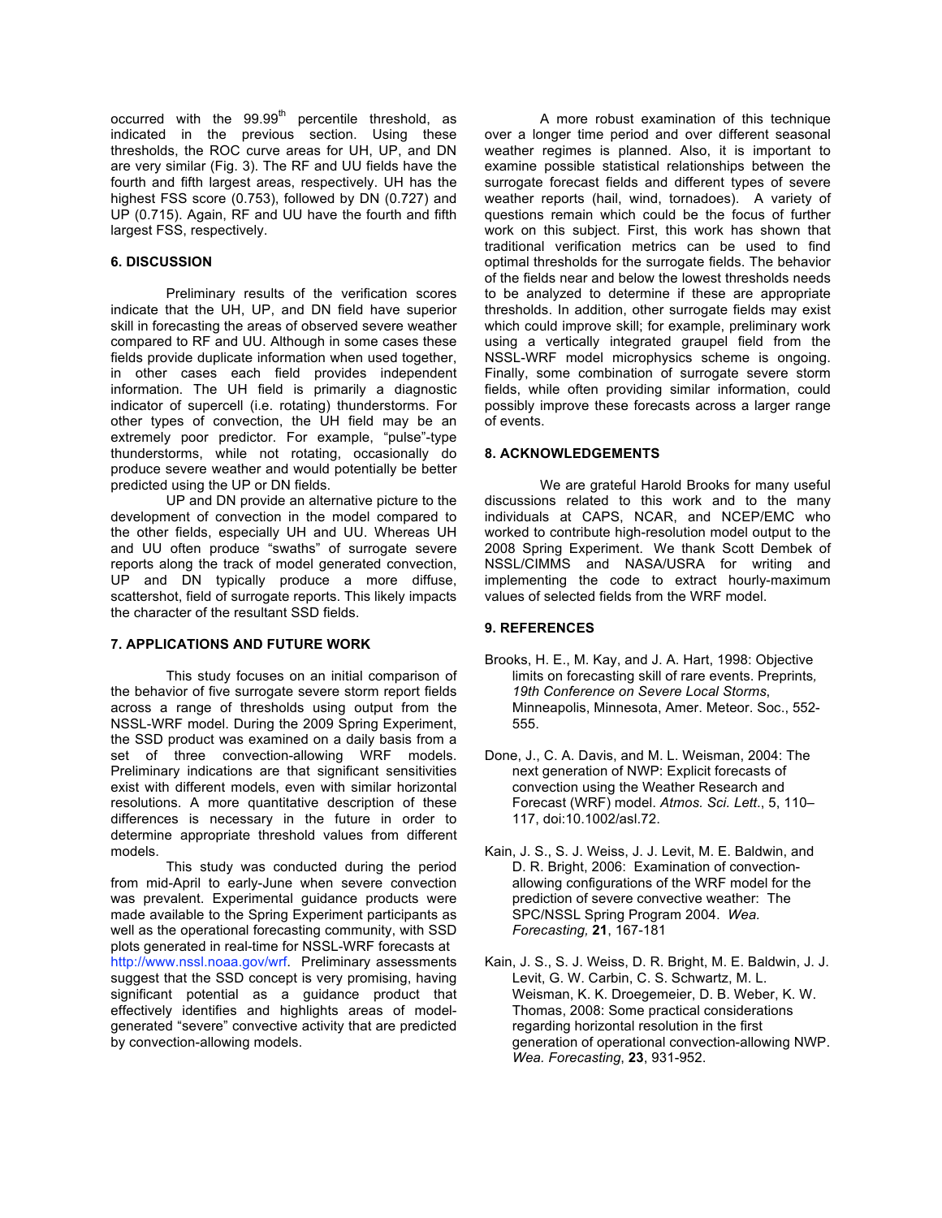occurred with the 99.99$^{th}$ percentile threshold, as indicated in the previous section. Using these thresholds, the ROC curve areas for UH, UP, and DN are very similar (Fig. 3). The RF and UU fields have the fourth and fifth largest areas, respectively. UH has the highest FSS score (0.753), followed by DN (0.727) and UP (0.715). Again, RF and UU have the fourth and fifth largest FSS, respectively.

## 6. DISCUSSION

Preliminary results of the verification scores indicate that the UH, UP, and DN field have superior skill in forecasting the areas of observed severe weather compared to RF and UU. Although in some cases these fields provide duplicate information when used together, in other cases each field provides independent information. The UH field is primarily a diagnostic indicator of supercell (i.e. rotating) thunderstorms. For other types of convection, the UH field may be an extremely poor predictor. For example, "pulse"-type thunderstorms, while not rotating, occasionally do produce severe weather and would potentially be better predicted using the UP or DN fields.

UP and DN provide an alternative picture to the development of convection in the model compared to the other fields, especially UH and UU. Whereas UH and UU often produce "swaths" of surrogate severe reports along the track of model generated convection, UP and DN typically produce a more diffuse, scattershot, field of surrogate reports. This likely impacts the character of the resultant SSD fields.

## 7. APPLICATIONS AND FUTURE WORK

This study focuses on an initial comparison of the behavior of five surrogate severe storm report fields across a range of thresholds using output from the NSSL-WRF model. During the 2009 Spring Experiment, the SSD product was examined on a daily basis from a set of three convection-allowing WRF models. Preliminary indications are that significant sensitivities exist with different models, even with similar horizontal resolutions. A more quantitative description of these differences is necessary in the future in order to determine appropriate threshold values from different models.

This study was conducted during the period from mid-April to early-June when severe convection was prevalent. Experimental guidance products were made available to the Spring Experiment participants as well as the operational forecasting community, with SSD plots generated in real-time for NSSL-WRF forecasts at http://www.nssl.noaa.gov/wrf. Preliminary assessments suggest that the SSD concept is very promising, having significant potential as a guidance product that effectively identifies and highlights areas of model-generated "severe" convective activity that are predicted by convection-allowing models.

A more robust examination of this technique over a longer time period and over different seasonal weather regimes is planned. Also, it is important to examine possible statistical relationships between the surrogate forecast fields and different types of severe weather reports (hail, wind, tornadoes). A variety of questions remain which could be the focus of further work on this subject. First, this work has shown that traditional verification metrics can be used to find optimal thresholds for the surrogate fields. The behavior of the fields near and below the lowest thresholds needs to be analyzed to determine if these are appropriate thresholds. In addition, other surrogate fields may exist which could improve skill; for example, preliminary work using a vertically integrated graupel field from the NSSL-WRF model microphysics scheme is ongoing. Finally, some combination of surrogate severe storm fields, while often providing similar information, could possibly improve these forecasts across a larger range of events.

## 8. ACKNOWLEDGEMENTS

We are grateful Harold Brooks for many useful discussions related to this work and to the many individuals at CAPS, NCAR, and NCEP/EMC who worked to contribute high-resolution model output to the 2008 Spring Experiment. We thank Scott Dembek of NSSL/CIMMS and NASA/USRA for writing and implementing the code to extract hourly-maximum values of selected fields from the WRF model.

## 9. REFERENCES

Brooks, H. E., M. Kay, and J. A. Hart, 1998: Objective limits on forecasting skill of rare events. Preprints, *19th Conference on Severe Local Storms*, Minneapolis, Minnesota, Amer. Meteor. Soc., 552-555.

Done, J., C. A. Davis, and M. L. Weisman, 2004: The next generation of NWP: Explicit forecasts of convection using the Weather Research and Forecast (WRF) model. *Atmos. Sci. Lett.*, 5, 110–117, doi:10.1002/asl.72.

Kain, J. S., S. J. Weiss, J. J. Levit, M. E. Baldwin, and D. R. Bright, 2006: Examination of convection-allowing configurations of the WRF model for the prediction of severe convective weather: The SPC/NSSL Spring Program 2004. *Wea. Forecasting,* **21**, 167-181

Kain, J. S., S. J. Weiss, D. R. Bright, M. E. Baldwin, J. J. Levit, G. W. Carbin, C. S. Schwartz, M. L. Weisman, K. K. Droegemeier, D. B. Weber, K. W. Thomas, 2008: Some practical considerations regarding horizontal resolution in the first generation of operational convection-allowing NWP. *Wea. Forecasting*, **23**, 931-952.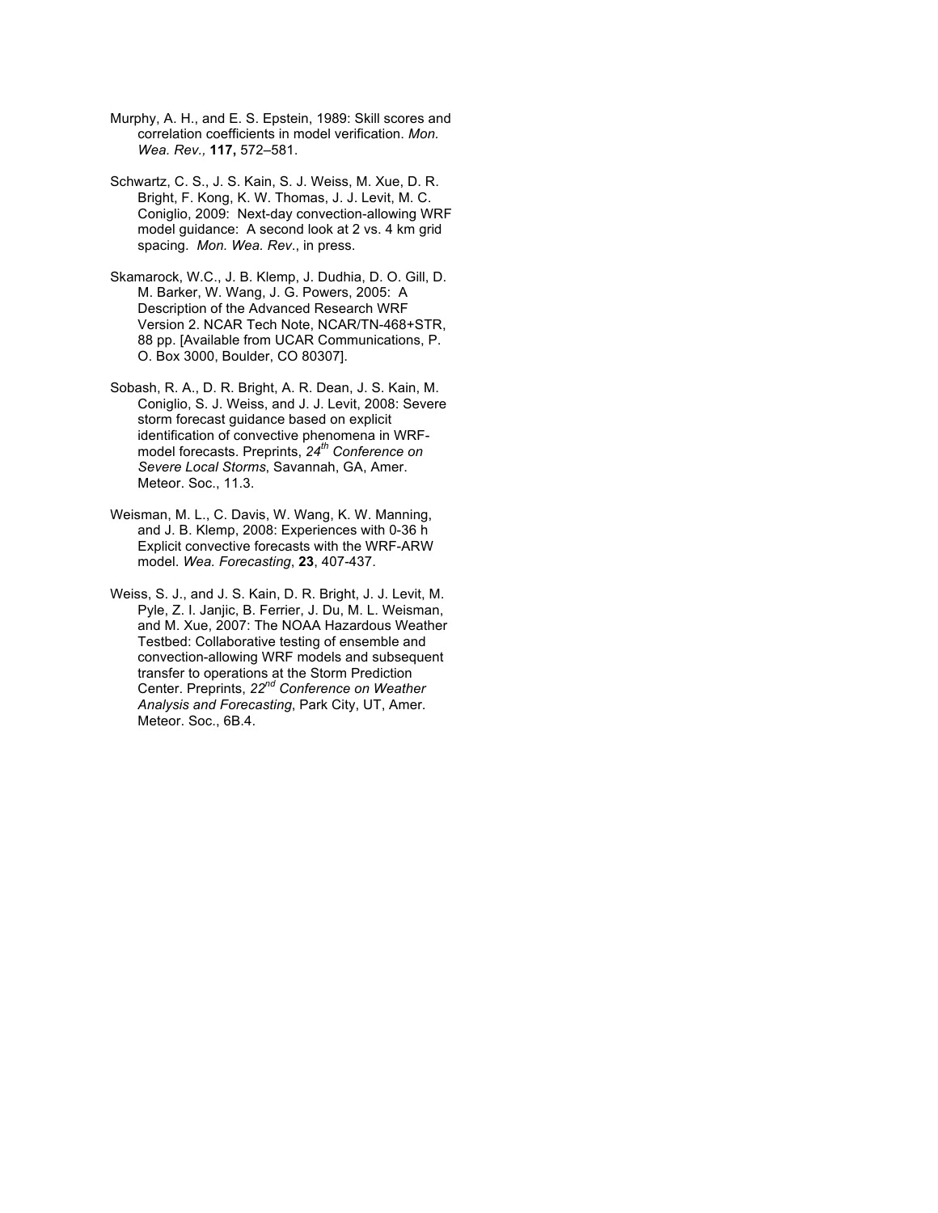Murphy, A. H., and E. S. Epstein, 1989: Skill scores and correlation coefficients in model verification. *Mon. Wea. Rev.,* **117,** 572–581.

Schwartz, C. S., J. S. Kain, S. J. Weiss, M. Xue, D. R. Bright, F. Kong, K. W. Thomas, J. J. Levit, M. C. Coniglio, 2009: Next-day convection-allowing WRF model guidance: A second look at 2 vs. 4 km grid spacing. *Mon. Wea. Rev.*, in press.

Skamarock, W.C., J. B. Klemp, J. Dudhia, D. O. Gill, D. M. Barker, W. Wang, J. G. Powers, 2005: A Description of the Advanced Research WRF Version 2. NCAR Tech Note, NCAR/TN-468+STR, 88 pp. [Available from UCAR Communications, P. O. Box 3000, Boulder, CO 80307].

Sobash, R. A., D. R. Bright, A. R. Dean, J. S. Kain, M. Coniglio, S. J. Weiss, and J. J. Levit, 2008: Severe storm forecast guidance based on explicit identification of convective phenomena in WRF-model forecasts. Preprints, *24th Conference on Severe Local Storms*, Savannah, GA, Amer. Meteor. Soc., 11.3.

Weisman, M. L., C. Davis, W. Wang, K. W. Manning, and J. B. Klemp, 2008: Experiences with 0-36 h Explicit convective forecasts with the WRF-ARW model. *Wea. Forecasting*, **23**, 407-437.

Weiss, S. J., and J. S. Kain, D. R. Bright, J. J. Levit, M. Pyle, Z. I. Janjic, B. Ferrier, J. Du, M. L. Weisman, and M. Xue, 2007: The NOAA Hazardous Weather Testbed: Collaborative testing of ensemble and convection-allowing WRF models and subsequent transfer to operations at the Storm Prediction Center. Preprints, *22nd Conference on Weather Analysis and Forecasting*, Park City, UT, Amer. Meteor. Soc., 6B.4.